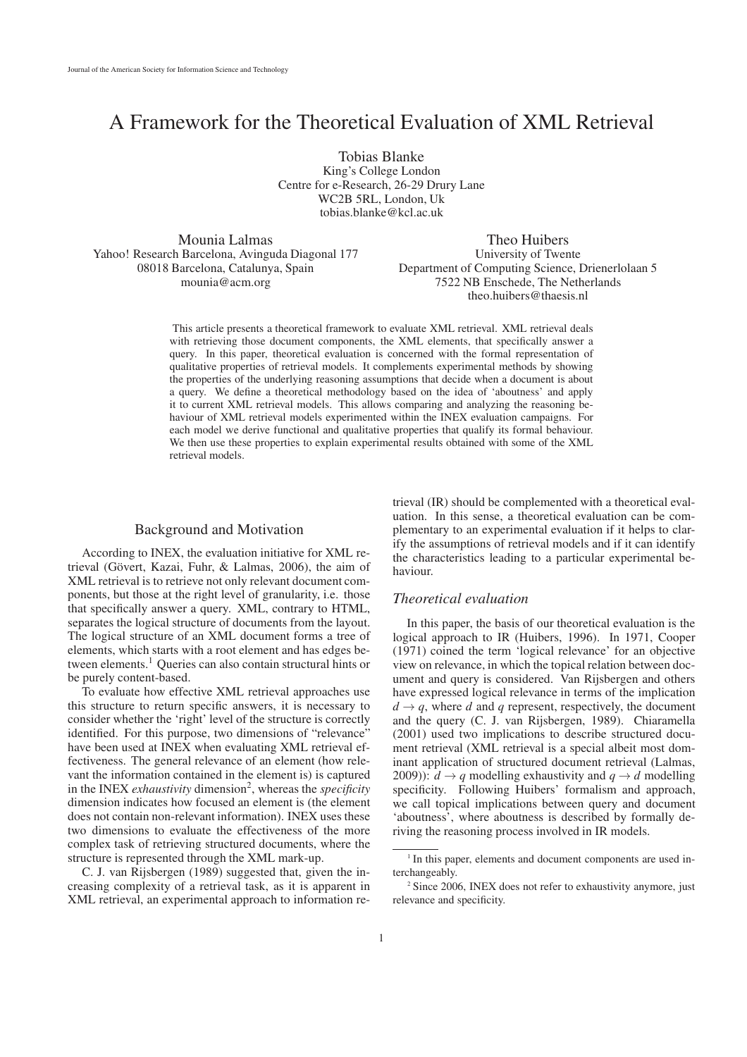# A Framework for the Theoretical Evaluation of XML Retrieval

Tobias Blanke
King's College London
Centre for e-Research, 26-29 Drury Lane
WC2B 5RL, London, Uk
tobias.blanke@kcl.ac.uk

Mounia Lalmas
Yahoo! Research Barcelona, Avinguda Diagonal 177
08018 Barcelona, Catalunya, Spain
mounia@acm.org

Theo Huibers
University of Twente
Department of Computing Science, Drienerlolaan 5
7522 NB Enschede, The Netherlands
theo.huibers@thaesis.nl

This article presents a theoretical framework to evaluate XML retrieval. XML retrieval deals with retrieving those document components, the XML elements, that specifically answer a query. In this paper, theoretical evaluation is concerned with the formal representation of qualitative properties of retrieval models. It complements experimental methods by showing the properties of the underlying reasoning assumptions that decide when a document is about a query. We define a theoretical methodology based on the idea of 'aboutness' and apply it to current XML retrieval models. This allows comparing and analyzing the reasoning behaviour of XML retrieval models experimented within the INEX evaluation campaigns. For each model we derive functional and qualitative properties that qualify its formal behaviour. We then use these properties to explain experimental results obtained with some of the XML retrieval models.

## Background and Motivation

According to INEX, the evaluation initiative for XML retrieval (Gövert, Kazai, Fuhr, & Lalmas, 2006), the aim of XML retrieval is to retrieve not only relevant document components, but those at the right level of granularity, i.e. those that specifically answer a query. XML, contrary to HTML, separates the logical structure of documents from the layout. The logical structure of an XML document forms a tree of elements, which starts with a root element and has edges between elements.[1] Queries can also contain structural hints or be purely content-based.

To evaluate how effective XML retrieval approaches use this structure to return specific answers, it is necessary to consider whether the 'right' level of the structure is correctly identified. For this purpose, two dimensions of "relevance" have been used at INEX when evaluating XML retrieval effectiveness. The general relevance of an element (how relevant the information contained in the element is) is captured in the INEX *exhaustivity* dimension[2], whereas the *specificity* dimension indicates how focused an element is (the element does not contain non-relevant information). INEX uses these two dimensions to evaluate the effectiveness of the more complex task of retrieving structured documents, where the structure is represented through the XML mark-up.

C. J. van Rijsbergen (1989) suggested that, given the increasing complexity of a retrieval task, as it is apparent in XML retrieval, an experimental approach to information retrieval (IR) should be complemented with a theoretical evaluation. In this sense, a theoretical evaluation can be complementary to an experimental evaluation if it helps to clarify the assumptions of retrieval models and if it can identify the characteristics leading to a particular experimental behaviour.

### *Theoretical evaluation*

In this paper, the basis of our theoretical evaluation is the logical approach to IR (Huibers, 1996). In 1971, Cooper (1971) coined the term 'logical relevance' for an objective view on relevance, in which the topical relation between document and query is considered. Van Rijsbergen and others have expressed logical relevance in terms of the implication $d \rightarrow q$, where $d$ and $q$ represent, respectively, the document and the query (C. J. van Rijsbergen, 1989). Chiaramella (2001) used two implications to describe structured document retrieval (XML retrieval is a special albeit most dominant application of structured document retrieval (Lalmas, 2009)): $d \rightarrow q$ modelling exhaustivity and $q \rightarrow d$ modelling specificity. Following Huibers' formalism and approach, we call topical implications between query and document 'aboutness', where aboutness is described by formally deriving the reasoning process involved in IR models.

[1] In this paper, elements and document components are used interchangeably.

[2] Since 2006, INEX does not refer to exhaustivity anymore, just relevance and specificity.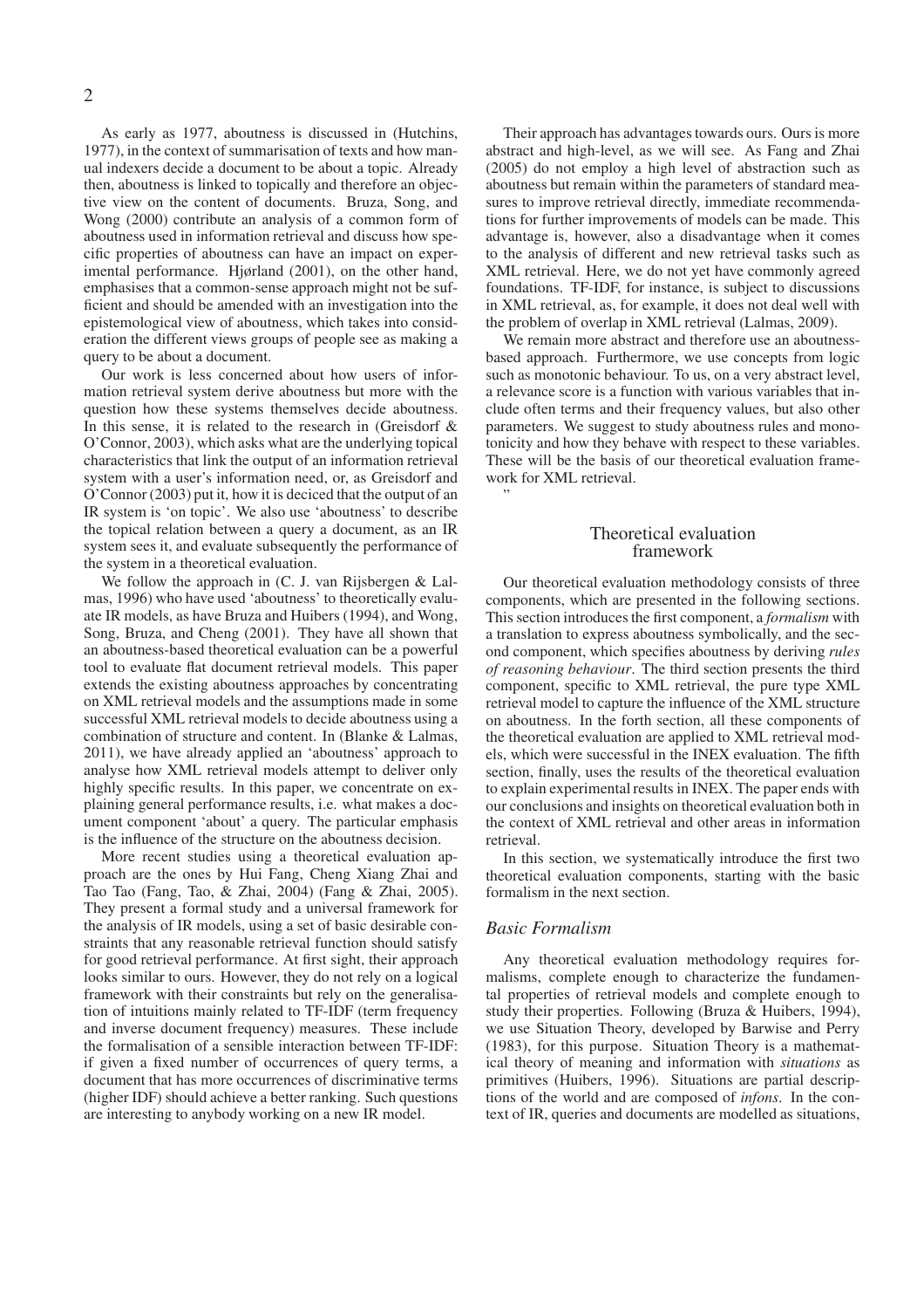As early as 1977, aboutness is discussed in (Hutchins, 1977), in the context of summarisation of texts and how manual indexers decide a document to be about a topic. Already then, aboutness is linked to topically and therefore an objective view on the content of documents. Bruza, Song, and Wong (2000) contribute an analysis of a common form of aboutness used in information retrieval and discuss how specific properties of aboutness can have an impact on experimental performance. Hjørland (2001), on the other hand, emphasises that a common-sense approach might not be sufficient and should be amended with an investigation into the epistemological view of aboutness, which takes into consideration the different views groups of people see as making a query to be about a document.

Our work is less concerned about how users of information retrieval system derive aboutness but more with the question how these systems themselves decide aboutness. In this sense, it is related to the research in (Greisdorf & O'Connor, 2003), which asks what are the underlying topical characteristics that link the output of an information retrieval system with a user's information need, or, as Greisdorf and O'Connor (2003) put it, how it is deciced that the output of an IR system is 'on topic'. We also use 'aboutness' to describe the topical relation between a query a document, as an IR system sees it, and evaluate subsequently the performance of the system in a theoretical evaluation.

We follow the approach in (C. J. van Rijsbergen & Lalmas, 1996) who have used 'aboutness' to theoretically evaluate IR models, as have Bruza and Huibers (1994), and Wong, Song, Bruza, and Cheng (2001). They have all shown that an aboutness-based theoretical evaluation can be a powerful tool to evaluate flat document retrieval models. This paper extends the existing aboutness approaches by concentrating on XML retrieval models and the assumptions made in some successful XML retrieval models to decide aboutness using a combination of structure and content. In (Blanke & Lalmas, 2011), we have already applied an 'aboutness' approach to analyse how XML retrieval models attempt to deliver only highly specific results. In this paper, we concentrate on explaining general performance results, i.e. what makes a document component 'about' a query. The particular emphasis is the influence of the structure on the aboutness decision.

More recent studies using a theoretical evaluation approach are the ones by Hui Fang, Cheng Xiang Zhai and Tao Tao (Fang, Tao, & Zhai, 2004) (Fang & Zhai, 2005). They present a formal study and a universal framework for the analysis of IR models, using a set of basic desirable constraints that any reasonable retrieval function should satisfy for good retrieval performance. At first sight, their approach looks similar to ours. However, they do not rely on a logical framework with their constraints but rely on the generalisation of intuitions mainly related to TF-IDF (term frequency and inverse document frequency) measures. These include the formalisation of a sensible interaction between TF-IDF: if given a fixed number of occurrences of query terms, a document that has more occurrences of discriminative terms (higher IDF) should achieve a better ranking. Such questions are interesting to anybody working on a new IR model.

Their approach has advantages towards ours. Ours is more abstract and high-level, as we will see. As Fang and Zhai (2005) do not employ a high level of abstraction such as aboutness but remain within the parameters of standard measures to improve retrieval directly, immediate recommendations for further improvements of models can be made. This advantage is, however, also a disadvantage when it comes to the analysis of different and new retrieval tasks such as XML retrieval. Here, we do not yet have commonly agreed foundations. TF-IDF, for instance, is subject to discussions in XML retrieval, as, for example, it does not deal well with the problem of overlap in XML retrieval (Lalmas, 2009).

We remain more abstract and therefore use an aboutness-based approach. Furthermore, we use concepts from logic such as monotonic behaviour. To us, on a very abstract level, a relevance score is a function with various variables that include often terms and their frequency values, but also other parameters. We suggest to study aboutness rules and monotonicity and how they behave with respect to these variables. These will be the basis of our theoretical evaluation framework for XML retrieval.

"

## Theoretical evaluation framework

Our theoretical evaluation methodology consists of three components, which are presented in the following sections. This section introduces the first component, a *formalism* with a translation to express aboutness symbolically, and the second component, which specifies aboutness by deriving *rules of reasoning behaviour*. The third section presents the third component, specific to XML retrieval, the pure type XML retrieval model to capture the influence of the XML structure on aboutness. In the forth section, all these components of the theoretical evaluation are applied to XML retrieval models, which were successful in the INEX evaluation. The fifth section, finally, uses the results of the theoretical evaluation to explain experimental results in INEX. The paper ends with our conclusions and insights on theoretical evaluation both in the context of XML retrieval and other areas in information retrieval.

In this section, we systematically introduce the first two theoretical evaluation components, starting with the basic formalism in the next section.

### *Basic Formalism*

Any theoretical evaluation methodology requires formalisms, complete enough to characterize the fundamental properties of retrieval models and complete enough to study their properties. Following (Bruza & Huibers, 1994), we use Situation Theory, developed by Barwise and Perry (1983), for this purpose. Situation Theory is a mathematical theory of meaning and information with *situations* as primitives (Huibers, 1996). Situations are partial descriptions of the world and are composed of *infons*. In the context of IR, queries and documents are modelled as situations,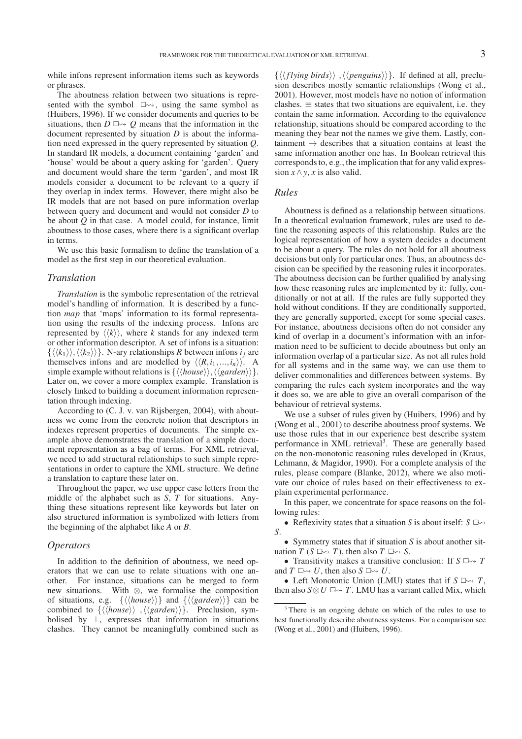while infons represent information items such as keywords or phrases.

The aboutness relation between two situations is represented with the symbol $\Box\!\!\rightsquigarrow$, using the same symbol as (Huibers, 1996). If we consider documents and queries to be situations, then $D \Box\!\!\rightsquigarrow Q$ means that the information in the document represented by situation $D$ is about the information need expressed in the query represented by situation $Q$. In standard IR models, a document containing 'garden' and 'house' would be about a query asking for 'garden'. Query and document would share the term 'garden', and most IR models consider a document to be relevant to a query if they overlap in index terms. However, there might also be IR models that are not based on pure information overlap between query and document and would not consider $D$ to be about $Q$ in that case. A model could, for instance, limit aboutness to those cases, where there is a significant overlap in terms.

We use this basic formalism to define the translation of a model as the first step in our theoretical evaluation.

### *Translation*

*Translation* is the symbolic representation of the retrieval model's handling of information. It is described by a function *map* that 'maps' information to its formal representation using the results of the indexing process. Infons are represented by $\langle\langle k \rangle\rangle$, where $k$ stands for any indexed term or other information descriptor. A set of infons is a situation: $\{\langle\langle k_1 \rangle\rangle, \langle\langle k_2 \rangle\rangle\}$. N-ary relationships $R$ between infons $i_j$ are themselves infons and are modelled by $\langle\langle R, i_1, ..., i_n \rangle\rangle$. A simple example without relations is $\{\langle\langle house \rangle\rangle, \langle\langle garden \rangle\rangle\}$. Later on, we cover a more complex example. Translation is closely linked to building a document information representation through indexing.

According to (C. J. v. van Rijsbergen, 2004), with aboutness we come from the concrete notion that descriptors in indexes represent properties of documents. The simple example above demonstrates the translation of a simple document representation as a bag of terms. For XML retrieval, we need to add structural relationships to such simple representations in order to capture the XML structure. We define a translation to capture these later on.

Throughout the paper, we use upper case letters from the middle of the alphabet such as $S$, $T$ for situations. Anything these situations represent like keywords but later on also structured information is symbolized with letters from the beginning of the alphabet like $A$ or $B$.

### *Operators*

In addition to the definition of aboutness, we need operators that we can use to relate situations with one another. For instance, situations can be merged to form new situations. With $\otimes$, we formalise the composition of situations, e.g. $\{\langle\langle house \rangle\rangle\}$ and $\{\langle\langle garden \rangle\rangle\}$ can be combined to $\{\langle\langle house \rangle\rangle, \langle\langle garden \rangle\rangle\}$. Preclusion, symbolised by $\perp$, expresses that information in situations clashes. They cannot be meaningfully combined such as $\{\langle\langle flying\ birds \rangle\rangle, \langle\langle penguins \rangle\rangle\}$. If defined at all, preclusion describes mostly semantic relationships (Wong et al., 2001). However, most models have no notion of information clashes. $\equiv$ states that two situations are equivalent, i.e. they contain the same information. According to the equivalence relationship, situations should be compared according to the meaning they bear not the names we give them. Lastly, containment $\rightarrow$ describes that a situation contains at least the same information another one has. In Boolean retrieval this corresponds to, e.g., the implication that for any valid expression $x \wedge y$, $x$ is also valid.

### *Rules*

Aboutness is defined as a relationship between situations. In a theoretical evaluation framework, rules are used to define the reasoning aspects of this relationship. Rules are the logical representation of how a system decides a document to be about a query. The rules do not hold for all aboutness decisions but only for particular ones. Thus, an aboutness decision can be specified by the reasoning rules it incorporates. The aboutness decision can be further qualified by analysing how these reasoning rules are implemented by it: fully, conditionally or not at all. If the rules are fully supported they hold without conditions. If they are conditionally supported, they are generally supported, except for some special cases. For instance, aboutness decisions often do not consider any kind of overlap in a document's information with an information need to be sufficient to decide aboutness but only an information overlap of a particular size. As not all rules hold for all systems and in the same way, we can use them to deliver commonalities and differences between systems. By comparing the rules each system incorporates and the way it does so, we are able to give an overall comparison of the behaviour of retrieval systems.

We use a subset of rules given by (Huibers, 1996) and by (Wong et al., 2001) to describe aboutness proof systems. We use those rules that in our experience best describe system performance in XML retrieval[3]. These are generally based on the non-monotonic reasoning rules developed in (Kraus, Lehmann, & Magidor, 1990). For a complete analysis of the rules, please compare (Blanke, 2012), where we also motivate our choice of rules based on their effectiveness to explain experimental performance.

In this paper, we concentrate for space reasons on the following rules:

- Reflexivity states that a situation $S$ is about itself: $S \Box\!\!\rightsquigarrow S$.
- Symmetry states that if situation $S$ is about another situation $T$ ($S \Box\!\!\rightsquigarrow T$), then also $T \Box\!\!\rightsquigarrow S$.
- Transitivity makes a transitive conclusion: If $S \Box\!\!\rightsquigarrow T$ and $T \Box\!\!\rightsquigarrow U$, then also $S \Box\!\!\rightsquigarrow U$.
- Left Monotonic Union (LMU) states that if $S \Box\!\!\rightsquigarrow T$, then also $S \otimes U \Box\!\!\rightsquigarrow T$. LMU has a variant called Mix, which

[3] There is an ongoing debate on which of the rules to use to best functionally describe aboutness systems. For a comparison see (Wong et al., 2001) and (Huibers, 1996).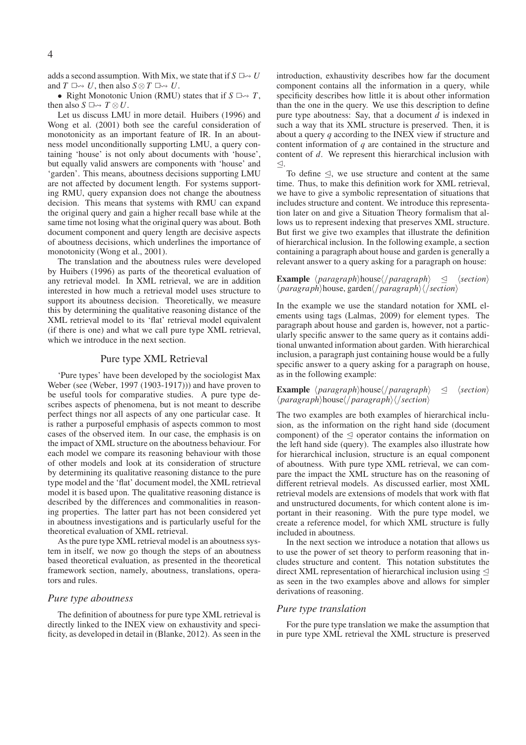adds a second assumption. With Mix, we state that if $S \,\Box\!\!\rightsquigarrow U$ and $T \,\Box\!\!\rightsquigarrow U$, then also $S \otimes T \,\Box\!\!\rightsquigarrow U$.

- Right Monotonic Union (RMU) states that if $S \,\Box\!\!\rightsquigarrow T$, then also $S \,\Box\!\!\rightsquigarrow T \otimes U$.

Let us discuss LMU in more detail. Huibers (1996) and Wong et al. (2001) both see the careful consideration of monotonicity as an important feature of IR. In an aboutness model unconditionally supporting LMU, a query containing 'house' is not only about documents with 'house', but equally valid answers are components with 'house' and 'garden'. This means, aboutness decisions supporting LMU are not affected by document length. For systems supporting RMU, query expansion does not change the aboutness decision. This means that systems with RMU can expand the original query and gain a higher recall base while at the same time not losing what the original query was about. Both document component and query length are decisive aspects of aboutness decisions, which underlines the importance of monotonicity (Wong et al., 2001).

The translation and the aboutness rules were developed by Huibers (1996) as parts of the theoretical evaluation of any retrieval model. In XML retrieval, we are in addition interested in how much a retrieval model uses structure to support its aboutness decision. Theoretically, we measure this by determining the qualitative reasoning distance of the XML retrieval model to its 'flat' retrieval model equivalent (if there is one) and what we call pure type XML retrieval, which we introduce in the next section.

## Pure type XML Retrieval

'Pure types' have been developed by the sociologist Max Weber (see (Weber, 1997 (1903-1917))) and have proven to be useful tools for comparative studies. A pure type describes aspects of phenomena, but is not meant to describe perfect things nor all aspects of any one particular case. It is rather a purposeful emphasis of aspects common to most cases of the observed item. In our case, the emphasis is on the impact of XML structure on the aboutness behaviour. For each model we compare its reasoning behaviour with those of other models and look at its consideration of structure by determining its qualitative reasoning distance to the pure type model and the 'flat' document model, the XML retrieval model it is based upon. The qualitative reasoning distance is described by the differences and commonalities in reasoning properties. The latter part has not been considered yet in aboutness investigations and is particularly useful for the theoretical evaluation of XML retrieval.

As the pure type XML retrieval model is an aboutness system in itself, we now go though the steps of an aboutness based theoretical evaluation, as presented in the theoretical framework section, namely, aboutness, translations, operators and rules.

### *Pure type aboutness*

The definition of aboutness for pure type XML retrieval is directly linked to the INEX view on exhaustivity and specificity, as developed in detail in (Blanke, 2012). As seen in the introduction, exhaustivity describes how far the document component contains all the information in a query, while specificity describes how little it is about other information than the one in the query. We use this description to define pure type aboutness: Say, that a document $d$ is indexed in such a way that its XML structure is preserved. Then, it is about a query $q$ according to the INEX view if structure and content information of $q$ are contained in the structure and content of $d$. We represent this hierarchical inclusion with $\trianglelefteq$.

To define $\trianglelefteq$, we use structure and content at the same time. Thus, to make this definition work for XML retrieval, we have to give a symbolic representation of situations that includes structure and content. We introduce this representation later on and give a Situation Theory formalism that allows us to represent indexing that preserves XML structure. But first we give two examples that illustrate the definition of hierarchical inclusion. In the following example, a section containing a paragraph about house and garden is generally a relevant answer to a query asking for a paragraph on house:

**Example** $\langle paragraph \rangle$house$\langle / paragraph \rangle \trianglelefteq \langle section \rangle \langle paragraph \rangle$house, garden$\langle / paragraph \rangle \langle / section \rangle$

In the example we use the standard notation for XML elements using tags (Lalmas, 2009) for element types. The paragraph about house and garden is, however, not a particularly specific answer to the same query as it contains additional unwanted information about garden. With hierarchical inclusion, a paragraph just containing house would be a fully specific answer to a query asking for a paragraph on house, as in the following example:

**Example** $\langle paragraph \rangle$house$\langle / paragraph \rangle \trianglelefteq \langle section \rangle \langle paragraph \rangle$house$\langle / paragraph \rangle \langle / section \rangle$

The two examples are both examples of hierarchical inclusion, as the information on the right hand side (document component) of the $\trianglelefteq$ operator contains the information on the left hand side (query). The examples also illustrate how for hierarchical inclusion, structure is an equal component of aboutness. With pure type XML retrieval, we can compare the impact the XML structure has on the reasoning of different retrieval models. As discussed earlier, most XML retrieval models are extensions of models that work with flat and unstructured documents, for which content alone is important in their reasoning. With the pure type model, we create a reference model, for which XML structure is fully included in aboutness.

In the next section we introduce a notation that allows us to use the power of set theory to perform reasoning that includes structure and content. This notation substitutes the direct XML representation of hierarchical inclusion using $\trianglelefteq$ as seen in the two examples above and allows for simpler derivations of reasoning.

### *Pure type translation*

For the pure type translation we make the assumption that in pure type XML retrieval the XML structure is preserved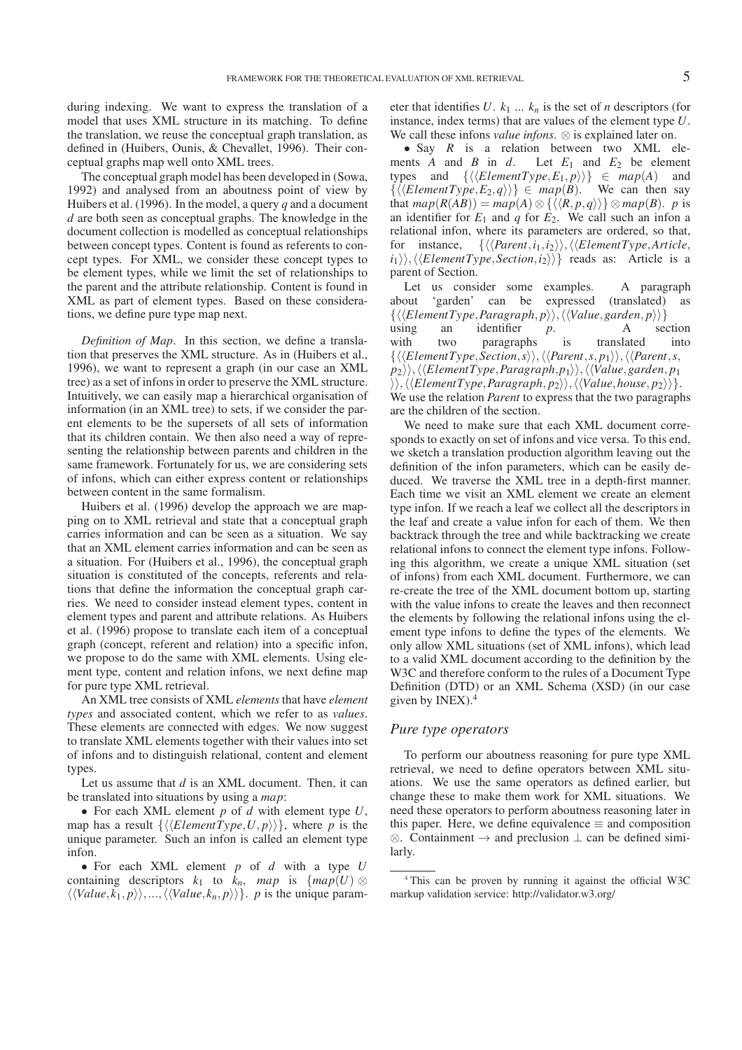during indexing. We want to express the translation of a model that uses XML structure in its matching. To define the translation, we reuse the conceptual graph translation, as defined in (Huibers, Ounis, & Chevallet, 1996). Their conceptual graphs map well onto XML trees.

The conceptual graph model has been developed in (Sowa, 1992) and analysed from an aboutness point of view by Huibers et al. (1996). In the model, a query $q$ and a document $d$ are both seen as conceptual graphs. The knowledge in the document collection is modelled as conceptual relationships between concept types. Content is found as referents to concept types. For XML, we consider these concept types to be element types, while we limit the set of relationships to the parent and the attribute relationship. Content is found in XML as part of element types. Based on these considerations, we define pure type map next.

*Definition of Map*. In this section, we define a translation that preserves the XML structure. As in (Huibers et al., 1996), we want to represent a graph (in our case an XML tree) as a set of infons in order to preserve the XML structure. Intuitively, we can easily map a hierarchical organisation of information (in an XML tree) to sets, if we consider the parent elements to be the supersets of all sets of information that its children contain. We then also need a way of representing the relationship between parents and children in the same framework. Fortunately for us, we are considering sets of infons, which can either express content or relationships between content in the same formalism.

Huibers et al. (1996) develop the approach we are mapping on to XML retrieval and state that a conceptual graph carries information and can be seen as a situation. We say that an XML element carries information and can be seen as a situation. For (Huibers et al., 1996), the conceptual graph situation is constituted of the concepts, referents and relations that define the information the conceptual graph carries. We need to consider instead element types, content in element types and parent and attribute relations. As Huibers et al. (1996) propose to translate each item of a conceptual graph (concept, referent and relation) into a specific infon, we propose to do the same with XML elements. Using element type, content and relation infons, we next define map for pure type XML retrieval.

An XML tree consists of XML *elements* that have *element types* and associated content, which we refer to as *values*. These elements are connected with edges. We now suggest to translate XML elements together with their values into set of infons and to distinguish relational, content and element types.

Let us assume that $d$ is an XML document. Then, it can be translated into situations by using a *map*:

- For each XML element $p$ of $d$ with element type $U$, map has a result $\{\langle\langle ElementType, U, p\rangle\rangle\}$, where $p$ is the unique parameter. Such an infon is called an element type infon.
- For each XML element $p$ of $d$ with a type $U$ containing descriptors $k_1$ to $k_n$, *map* is $\{map(U) \otimes \langle\langle Value, k_1, p\rangle\rangle, ..., \langle\langle Value, k_n, p\rangle\rangle\}$. $p$ is the unique parameter that identifies $U$. $k_1$ ... $k_n$ is the set of $n$ descriptors (for instance, index terms) that are values of the element type $U$. We call these infons *value infons*. $\otimes$ is explained later on.
- Say $R$ is a relation between two XML elements $A$ and $B$ in $d$. Let $E_1$ and $E_2$ be element types and $\{\langle\langle ElementType, E_1, p\rangle\rangle\} \in map(A)$ and $\{\langle\langle ElementType, E_2, q\rangle\rangle\} \in map(B)$. We can then say that $map(R(AB)) = map(A) \otimes \{\langle\langle R, p, q\rangle\rangle\} \otimes map(B)$. $p$ is an identifier for $E_1$ and $q$ for $E_2$. We call such an infon a relational infon, where its parameters are ordered, so that, for instance, $\{\langle\langle Parent, i_1, i_2\rangle\rangle, \langle\langle ElementType, Article, i_1\rangle\rangle, \langle\langle ElementType, Section, i_2\rangle\rangle\}$ reads as: Article is a parent of Section.

Let us consider some examples. A paragraph about 'garden' can be expressed (translated) as $\{\langle\langle ElementType, Paragraph, p\rangle\rangle, \langle\langle Value, garden, p\rangle\rangle\}$ using an identifier $p$. A section with two paragraphs is translated into $\{\langle\langle ElementType, Section, s\rangle\rangle, \langle\langle Parent, s, p_1\rangle\rangle, \langle\langle Parent, s, p_2\rangle\rangle, \langle\langle ElementType, Paragraph, p_1\rangle\rangle, \langle\langle Value, garden, p_1\rangle\rangle, \langle\langle ElementType, Paragraph, p_2\rangle\rangle, \langle\langle Value, house, p_2\rangle\rangle\}$. We use the relation *Parent* to express that the two paragraphs are the children of the section.

We need to make sure that each XML document corresponds to exactly on set of infons and vice versa. To this end, we sketch a translation production algorithm leaving out the definition of the infon parameters, which can be easily deduced. We traverse the XML tree in a depth-first manner. Each time we visit an XML element we create an element type infon. If we reach a leaf we collect all the descriptors in the leaf and create a value infon for each of them. We then backtrack through the tree and while backtracking we create relational infons to connect the element type infons. Following this algorithm, we create a unique XML situation (set of infons) from each XML document. Furthermore, we can re-create the tree of the XML document bottom up, starting with the value infons to create the leaves and then reconnect the elements by following the relational infons using the element type infons to define the types of the elements. We only allow XML situations (set of XML infons), which lead to a valid XML document according to the definition by the W3C and therefore conform to the rules of a Document Type Definition (DTD) or an XML Schema (XSD) (in our case given by INEX).[4]

## Pure type operators

To perform our aboutness reasoning for pure type XML retrieval, we need to define operators between XML situations. We use the same operators as defined earlier, but change these to make them work for XML situations. We need these operators to perform aboutness reasoning later in this paper. Here, we define equivalence $\equiv$ and composition $\otimes$. Containment $\rightarrow$ and preclusion $\perp$ can be defined similarly.

[4] This can be proven by running it against the official W3C markup validation service: http://validator.w3.org/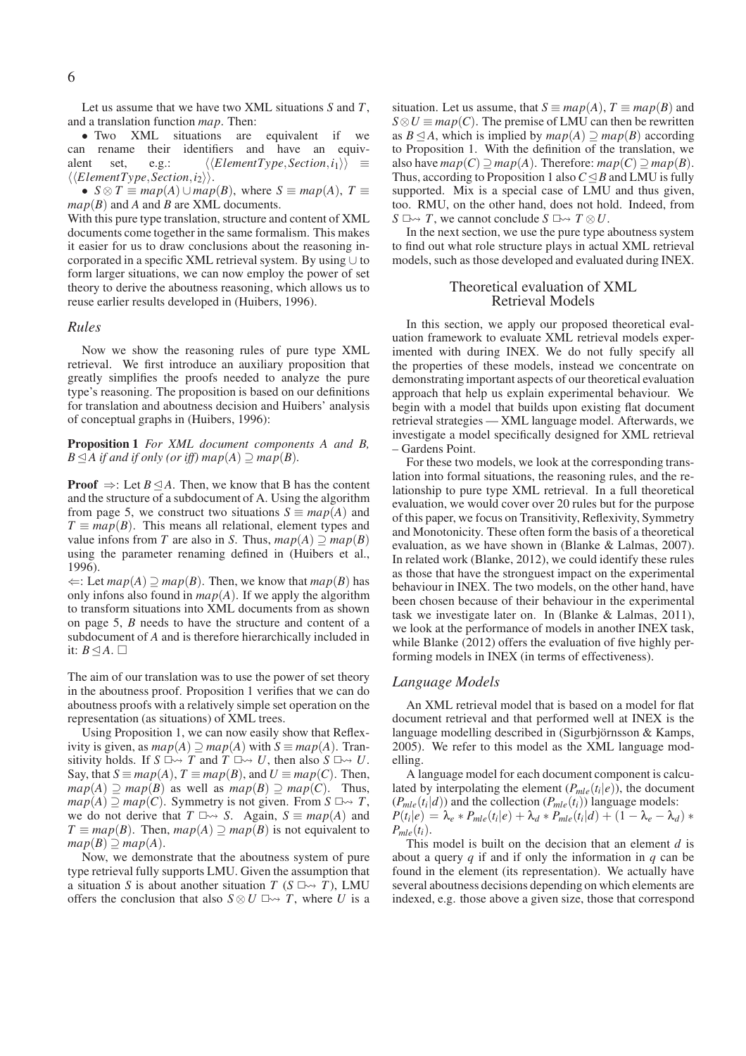Let us assume that we have two XML situations $S$ and $T$, and a translation function $map$. Then:

- Two XML situations are equivalent if we can rename their identifiers and have an equivalent set, e.g.: $\langle\langle ElementType, Section, i_1\rangle\rangle \equiv \langle\langle ElementType, Section, i_2\rangle\rangle$.
- $S \otimes T \equiv map(A) \cup map(B)$, where $S \equiv map(A)$, $T \equiv map(B)$ and $A$ and $B$ are XML documents.

With this pure type translation, structure and content of XML documents come together in the same formalism. This makes it easier for us to draw conclusions about the reasoning incorporated in a specific XML retrieval system. By using $\cup$ to form larger situations, we can now employ the power of set theory to derive the aboutness reasoning, which allows us to reuse earlier results developed in (Huibers, 1996).

### Rules

Now we show the reasoning rules of pure type XML retrieval. We first introduce an auxiliary proposition that greatly simplifies the proofs needed to analyze the pure type's reasoning. The proposition is based on our definitions for translation and aboutness decision and Huibers' analysis of conceptual graphs in (Huibers, 1996):

**Proposition 1** *For XML document components A and B, $B \trianglelefteq A$ if and only (or iff) $map(A) \supseteq map(B)$.*

**Proof** $\Rightarrow$: Let $B \trianglelefteq A$. Then, we know that B has the content and the structure of a subdocument of A. Using the algorithm from page 5, we construct two situations $S \equiv map(A)$ and $T \equiv map(B)$. This means all relational, element types and value infons from $T$ are also in $S$. Thus, $map(A) \supseteq map(B)$ using the parameter renaming defined in (Huibers et al., 1996).

$\Leftarrow$: Let $map(A) \supseteq map(B)$. Then, we know that $map(B)$ has only infons also found in $map(A)$. If we apply the algorithm to transform situations into XML documents from as shown on page 5, $B$ needs to have the structure and content of a subdocument of $A$ and is therefore hierarchically included in it: $B \trianglelefteq A$. $\Box$

The aim of our translation was to use the power of set theory in the aboutness proof. Proposition 1 verifies that we can do aboutness proofs with a relatively simple set operation on the representation (as situations) of XML trees.

Using Proposition 1, we can now easily show that Reflexivity is given, as $map(A) \supseteq map(A)$ with $S \equiv map(A)$. Transitivity holds. If $S \;\Box\!\!\leadsto T$ and $T \;\Box\!\!\leadsto U$, then also $S \;\Box\!\!\leadsto U$. Say, that $S \equiv map(A)$, $T \equiv map(B)$, and $U \equiv map(C)$. Then, $map(A) \supseteq map(B)$ as well as $map(B) \supseteq map(C)$. Thus, $map(A) \supseteq map(C)$. Symmetry is not given. From $S \;\Box\!\!\leadsto T$, we do not derive that $T \;\Box\!\!\leadsto S$. Again, $S \equiv map(A)$ and $T \equiv map(B)$. Then, $map(A) \supseteq map(B)$ is not equivalent to $map(B) \supseteq map(A)$.

Now, we demonstrate that the aboutness system of pure type retrieval fully supports LMU. Given the assumption that a situation $S$ is about another situation $T$ ($S \;\Box\!\!\leadsto T$), LMU offers the conclusion that also $S \otimes U \;\Box\!\!\leadsto T$, where $U$ is a situation. Let us assume, that $S \equiv map(A)$, $T \equiv map(B)$ and $S \otimes U \equiv map(C)$. The premise of LMU can then be rewritten as $B \trianglelefteq A$, which is implied by $map(A) \supseteq map(B)$ according to Proposition 1. With the definition of the translation, we also have $map(C) \supseteq map(A)$. Therefore: $map(C) \supseteq map(B)$. Thus, according to Proposition 1 also $C \trianglelefteq B$ and LMU is fully supported. Mix is a special case of LMU and thus given, too. RMU, on the other hand, does not hold. Indeed, from $S \;\Box\!\!\leadsto T$, we cannot conclude $S \;\Box\!\!\leadsto T \otimes U$.

In the next section, we use the pure type aboutness system to find out what role structure plays in actual XML retrieval models, such as those developed and evaluated during INEX.

## Theoretical evaluation of XML Retrieval Models

In this section, we apply our proposed theoretical evaluation framework to evaluate XML retrieval models experimented with during INEX. We do not fully specify all the properties of these models, instead we concentrate on demonstrating important aspects of our theoretical evaluation approach that help us explain experimental behaviour. We begin with a model that builds upon existing flat document retrieval strategies — XML language model. Afterwards, we investigate a model specifically designed for XML retrieval – Gardens Point.

For these two models, we look at the corresponding translation into formal situations, the reasoning rules, and the relationship to pure type XML retrieval. In a full theoretical evaluation, we would cover over 20 rules but for the purpose of this paper, we focus on Transitivity, Reflexivity, Symmetry and Monotonicity. These often form the basis of a theoretical evaluation, as we have shown in (Blanke & Lalmas, 2007). In related work (Blanke, 2012), we could identify these rules as those that have the strongest impact on the experimental behaviour in INEX. The two models, on the other hand, have been chosen because of their behaviour in the experimental task we investigate later on. In (Blanke & Lalmas, 2011), we look at the performance of models in another INEX task, while Blanke (2012) offers the evaluation of five highly performing models in INEX (in terms of effectiveness).

### Language Models

An XML retrieval model that is based on a model for flat document retrieval and that performed well at INEX is the language modelling described in (Sigurbjörnsson & Kamps, 2005). We refer to this model as the XML language modelling.

A language model for each document component is calculated by interpolating the element ($P_{mle}(t_i|e)$), the document ($P_{mle}(t_i|d)$) and the collection ($P_{mle}(t_i)$) language models: $P(t_i|e) = \lambda_e * P_{mle}(t_i|e) + \lambda_d * P_{mle}(t_i|d) + (1 - \lambda_e - \lambda_d) * P_{mle}(t_i)$.

This model is built on the decision that an element $d$ is about a query $q$ if and only if the information in $q$ can be found in the element (its representation). We actually have several aboutness decisions depending on which elements are indexed, e.g. those above a given size, those that correspond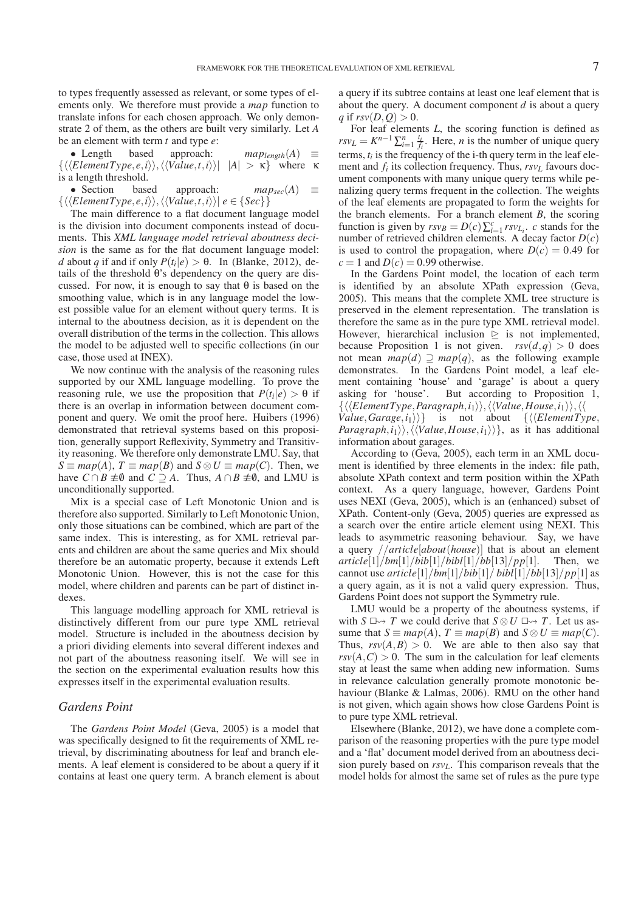to types frequently assessed as relevant, or some types of elements only. We therefore must provide a *map* function to translate infons for each chosen approach. We only demonstrate 2 of them, as the others are built very similarly. Let $A$ be an element with term $t$ and type $e$:

- Length based approach: $map_{length}(A) \equiv \{\langle\langle ElementType, e, i\rangle\rangle, \langle\langle Value, t, i\rangle\rangle | \ |A| > \kappa\}$ where $\kappa$ is a length threshold.
- Section based approach: $map_{sec}(A) \equiv \{\langle\langle ElementType, e, i\rangle\rangle, \langle\langle Value, t, i\rangle\rangle | \ e \in \{Sec\}\}$

The main difference to a flat document language model is the division into document components instead of documents. This *XML language model retrieval aboutness decision* is the same as for the flat document language model: $d$ about $q$ if and if only $P(t_i|e) > \theta$. In (Blanke, 2012), details of the threshold $\theta$'s dependency on the query are discussed. For now, it is enough to say that $\theta$ is based on the smoothing value, which is in any language model the lowest possible value for an element without query terms. It is internal to the aboutness decision, as it is dependent on the overall distribution of the terms in the collection. This allows the model to be adjusted well to specific collections (in our case, those used at INEX).

We now continue with the analysis of the reasoning rules supported by our XML language modelling. To prove the reasoning rule, we use the proposition that $P(t_i|e) > \theta$ if there is an overlap in information between document component and query. We omit the proof here. Huibers (1996) demonstrated that retrieval systems based on this proposition, generally support Reflexivity, Symmetry and Transitivity reasoning. We therefore only demonstrate LMU. Say, that $S \equiv map(A)$, $T \equiv map(B)$ and $S \otimes U \equiv map(C)$. Then, we have $C \cap B \not\equiv \emptyset$ and $C \supseteq A$. Thus, $A \cap B \not\equiv \emptyset$, and LMU is unconditionally supported.

Mix is a special case of Left Monotonic Union and is therefore also supported. Similarly to Left Monotonic Union, only those situations can be combined, which are part of the same index. This is interesting, as for XML retrieval parents and children are about the same queries and Mix should therefore be an automatic property, because it extends Left Monotonic Union. However, this is not the case for this model, where children and parents can be part of distinct indexes.

This language modelling approach for XML retrieval is distinctively different from our pure type XML retrieval model. Structure is included in the aboutness decision by a priori dividing elements into several different indexes and not part of the aboutness reasoning itself. We will see in the section on the experimental evaluation results how this expresses itself in the experimental evaluation results.

## *Gardens Point*

The *Gardens Point Model* (Geva, 2005) is a model that was specifically designed to fit the requirements of XML retrieval, by discriminating aboutness for leaf and branch elements. A leaf element is considered to be about a query if it contains at least one query term. A branch element is about a query if its subtree contains at least one leaf element that is about the query. A document component $d$ is about a query $q$ if $rsv(D,Q) > 0$.

For leaf elements $L$, the scoring function is defined as $rsv_L = K^{n-1} \sum_{i=1}^{n} \frac{t_i}{f_i}$. Here, $n$ is the number of unique query terms, $t_i$ is the frequency of the i-th query term in the leaf element and $f_i$ its collection frequency. Thus, $rsv_L$ favours document components with many unique query terms while penalizing query terms frequent in the collection. The weights of the leaf elements are propagated to form the weights for the branch elements. For a branch element $B$, the scoring function is given by $rsv_B = D(c) \sum_{i=1}^{c} rsv_{L_i}$. $c$ stands for the number of retrieved children elements. A decay factor $D(c)$ is used to control the propagation, where $D(c) = 0.49$ for $c = 1$ and $D(c) = 0.99$ otherwise.

In the Gardens Point model, the location of each term is identified by an absolute XPath expression (Geva, 2005). This means that the complete XML tree structure is preserved in the element representation. The translation is therefore the same as in the pure type XML retrieval model. However, hierarchical inclusion $\trianglerighteq$ is not implemented, because Proposition 1 is not given. $rsv(d,q) > 0$ does not mean $map(d) \supseteq map(q)$, as the following example demonstrates. In the Gardens Point model, a leaf element containing 'house' and 'garage' is about a query asking for 'house'. But according to Proposition 1, $\{\langle\langle ElementType, Paragraph, i_1\rangle\rangle, \langle\langle Value, House, i_1\rangle\rangle, \langle\langle Value, Garage, i_1\rangle\rangle\}$ is not about $\{\langle\langle ElementType, Paragraph, i_1\rangle\rangle, \langle\langle Value, House, i_1\rangle\rangle\}$, as it has additional information about garages.

According to (Geva, 2005), each term in an XML document is identified by three elements in the index: file path, absolute XPath context and term position within the XPath context. As a query language, however, Gardens Point uses NEXI (Geva, 2005), which is an (enhanced) subset of XPath. Content-only (Geva, 2005) queries are expressed as a search over the entire article element using NEXI. This leads to asymmetric reasoning behaviour. Say, we have a query $//article[about(house)]$ that is about an element $article[1]/bm[1]/bib[1]/bibl[1]/bb[13]/pp[1]$. Then, we cannot use $article[1]/bm[1]/bib[1]/bibl[1]/bb[13]/pp[1]$ as a query again, as it is not a valid query expression. Thus, Gardens Point does not support the Symmetry rule.

LMU would be a property of the aboutness systems, if with $S \ \Box\!\!\rightsquigarrow T$ we could derive that $S \otimes U \ \Box\!\!\rightsquigarrow T$. Let us assume that $S \equiv map(A)$, $T \equiv map(B)$ and $S \otimes U \equiv map(C)$. Thus, $rsv(A,B) > 0$. We are able to then also say that $rsv(A,C) > 0$. The sum in the calculation for leaf elements stay at least the same when adding new information. Sums in relevance calculation generally promote monotonic behaviour (Blanke & Lalmas, 2006). RMU on the other hand is not given, which again shows how close Gardens Point is to pure type XML retrieval.

Elsewhere (Blanke, 2012), we have done a complete comparison of the reasoning properties with the pure type model and a 'flat' document model derived from an aboutness decision purely based on $rsv_L$. This comparison reveals that the model holds for almost the same set of rules as the pure type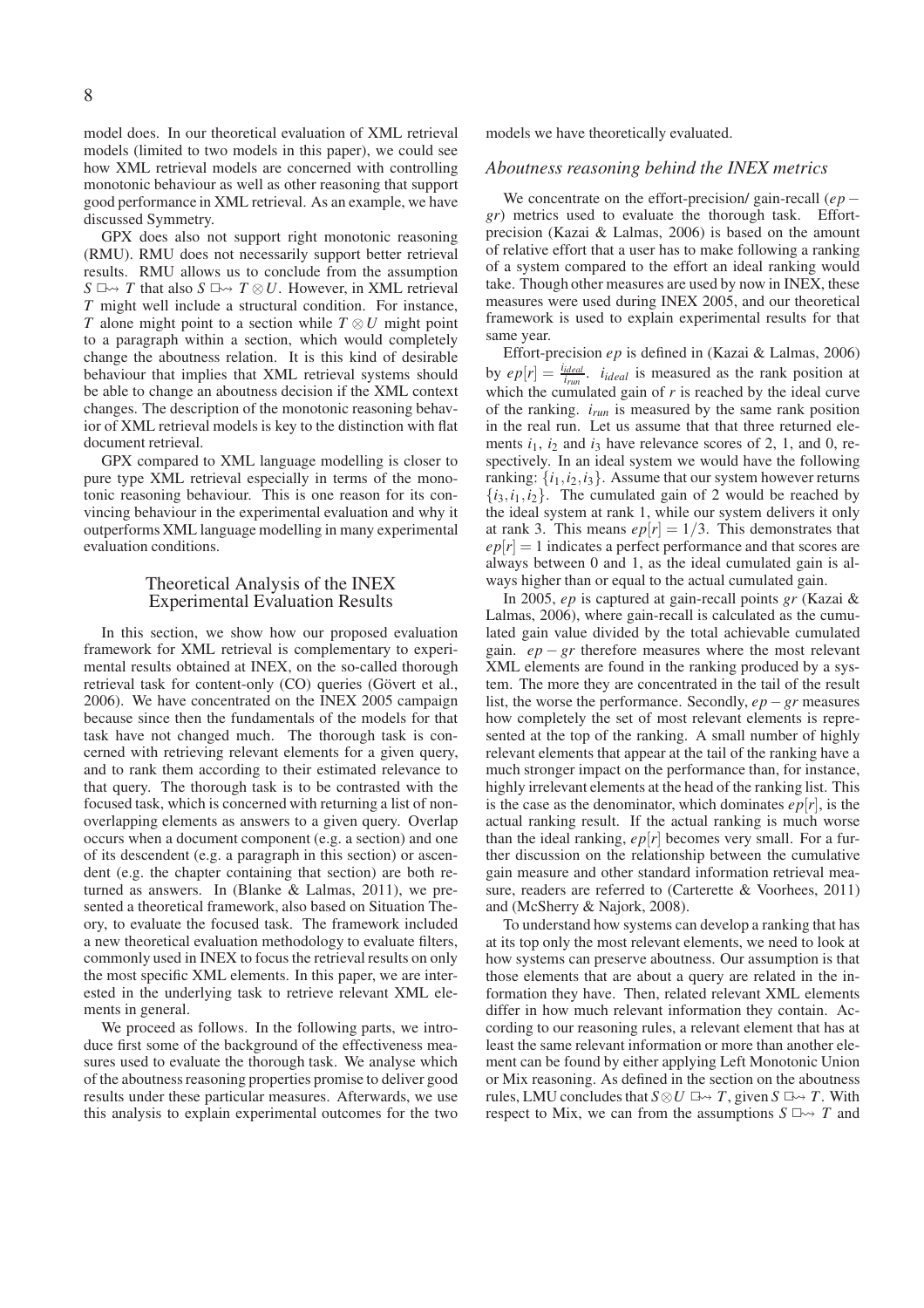model does. In our theoretical evaluation of XML retrieval models (limited to two models in this paper), we could see how XML retrieval models are concerned with controlling monotonic behaviour as well as other reasoning that support good performance in XML retrieval. As an example, we have discussed Symmetry.

GPX does also not support right monotonic reasoning (RMU). RMU does not necessarily support better retrieval results. RMU allows us to conclude from the assumption $S \boxright T$ that also $S \boxright T \otimes U$. However, in XML retrieval $T$ might well include a structural condition. For instance, $T$ alone might point to a section while $T \otimes U$ might point to a paragraph within a section, which would completely change the aboutness relation. It is this kind of desirable behaviour that implies that XML retrieval systems should be able to change an aboutness decision if the XML context changes. The description of the monotonic reasoning behavior of XML retrieval models is key to the distinction with flat document retrieval.

GPX compared to XML language modelling is closer to pure type XML retrieval especially in terms of the monotonic reasoning behaviour. This is one reason for its convincing behaviour in the experimental evaluation and why it outperforms XML language modelling in many experimental evaluation conditions.

## Theoretical Analysis of the INEX Experimental Evaluation Results

In this section, we show how our proposed evaluation framework for XML retrieval is complementary to experimental results obtained at INEX, on the so-called thorough retrieval task for content-only (CO) queries (Gövert et al., 2006). We have concentrated on the INEX 2005 campaign because since then the fundamentals of the models for that task have not changed much. The thorough task is concerned with retrieving relevant elements for a given query, and to rank them according to their estimated relevance to that query. The thorough task is to be contrasted with the focused task, which is concerned with returning a list of non-overlapping elements as answers to a given query. Overlap occurs when a document component (e.g. a section) and one of its descendent (e.g. a paragraph in this section) or ascendent (e.g. the chapter containing that section) are both returned as answers. In (Blanke & Lalmas, 2011), we presented a theoretical framework, also based on Situation Theory, to evaluate the focused task. The framework included a new theoretical evaluation methodology to evaluate filters, commonly used in INEX to focus the retrieval results on only the most specific XML elements. In this paper, we are interested in the underlying task to retrieve relevant XML elements in general.

We proceed as follows. In the following parts, we introduce first some of the background of the effectiveness measures used to evaluate the thorough task. We analyse which of the aboutness reasoning properties promise to deliver good results under these particular measures. Afterwards, we use this analysis to explain experimental outcomes for the two models we have theoretically evaluated.

### *Aboutness reasoning behind the INEX metrics*

We concentrate on the effort-precision/ gain-recall ($ep-gr$) metrics used to evaluate the thorough task. Effort-precision (Kazai & Lalmas, 2006) is based on the amount of relative effort that a user has to make following a ranking of a system compared to the effort an ideal ranking would take. Though other measures are used by now in INEX, these measures were used during INEX 2005, and our theoretical framework is used to explain experimental results for that same year.

Effort-precision $ep$ is defined in (Kazai & Lalmas, 2006) by $ep[r] = \frac{i_{ideal}}{i_{run}}$. $i_{ideal}$ is measured as the rank position at which the cumulated gain of $r$ is reached by the ideal curve of the ranking. $i_{run}$ is measured by the same rank position in the real run. Let us assume that that three returned elements $i_1$, $i_2$ and $i_3$ have relevance scores of 2, 1, and 0, respectively. In an ideal system we would have the following ranking: $\{i_1, i_2, i_3\}$. Assume that our system however returns $\{i_3, i_1, i_2\}$. The cumulated gain of 2 would be reached by the ideal system at rank 1, while our system delivers it only at rank 3. This means $ep[r] = 1/3$. This demonstrates that $ep[r] = 1$ indicates a perfect performance and that scores are always between 0 and 1, as the ideal cumulated gain is always higher than or equal to the actual cumulated gain.

In 2005, $ep$ is captured at gain-recall points $gr$ (Kazai & Lalmas, 2006), where gain-recall is calculated as the cumulated gain value divided by the total achievable cumulated gain. $ep-gr$ therefore measures where the most relevant XML elements are found in the ranking produced by a system. The more they are concentrated in the tail of the result list, the worse the performance. Secondly, $ep-gr$ measures how completely the set of most relevant elements is represented at the top of the ranking. A small number of highly relevant elements that appear at the tail of the ranking have a much stronger impact on the performance than, for instance, highly irrelevant elements at the head of the ranking list. This is the case as the denominator, which dominates $ep[r]$, is the actual ranking result. If the actual ranking is much worse than the ideal ranking, $ep[r]$ becomes very small. For a further discussion on the relationship between the cumulative gain measure and other standard information retrieval measure, readers are referred to (Carterette & Voorhees, 2011) and (McSherry & Najork, 2008).

To understand how systems can develop a ranking that has at its top only the most relevant elements, we need to look at how systems can preserve aboutness. Our assumption is that those elements that are about a query are related in the information they have. Then, related relevant XML elements differ in how much relevant information they contain. According to our reasoning rules, a relevant element that has at least the same relevant information or more than another element can be found by either applying Left Monotonic Union or Mix reasoning. As defined in the section on the aboutness rules, LMU concludes that $S \otimes U \boxright T$, given $S \boxright T$. With respect to Mix, we can from the assumptions $S \boxright T$ and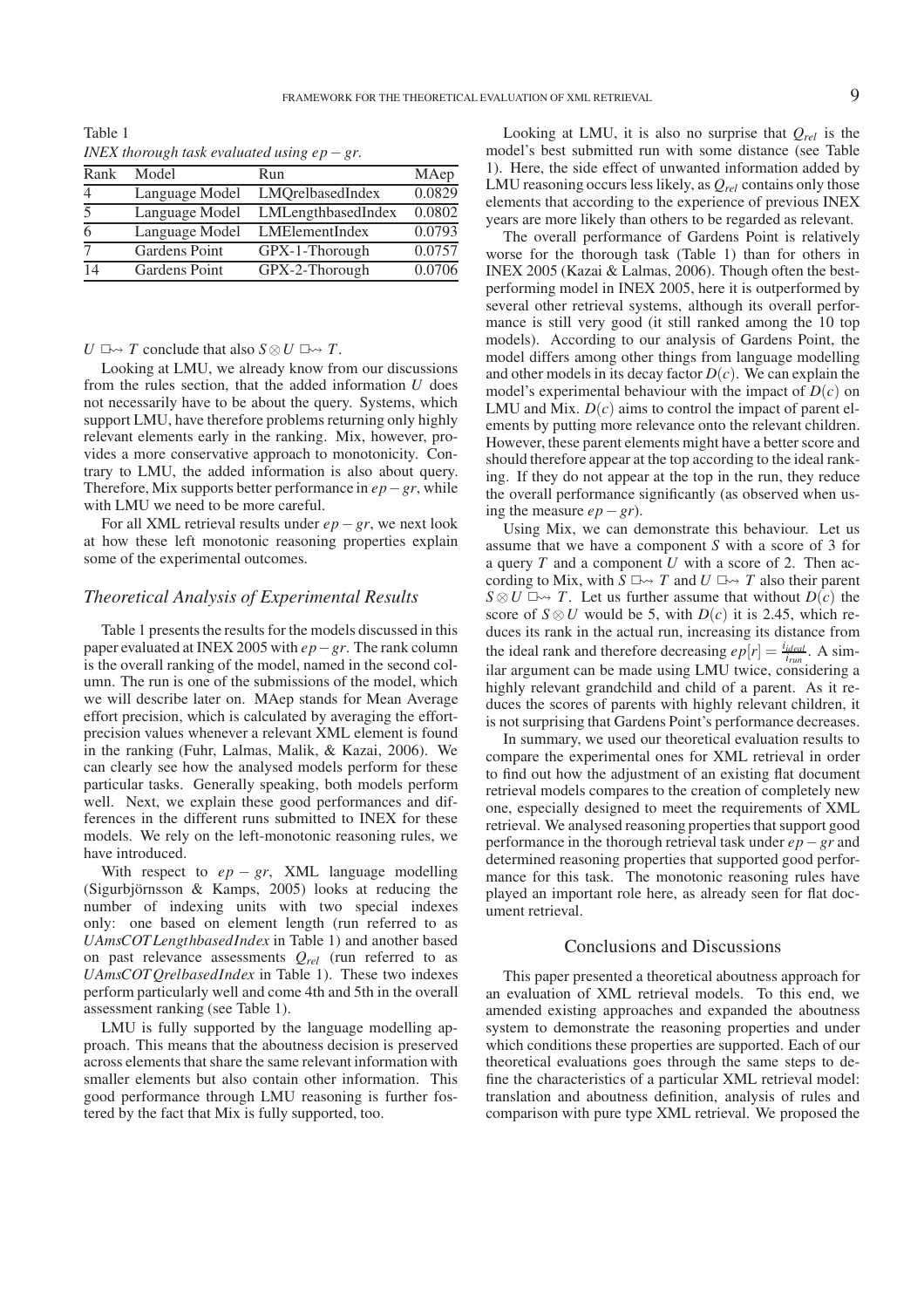Table 1
*INEX thorough task evaluated using $ep-gr$.*

| Rank | Model | Run | MAep |
|---|---|---|---|
| 4 | Language Model | LMQrelbasedIndex | 0.0829 |
| 5 | Language Model | LMLengthbasedIndex | 0.0802 |
| 6 | Language Model | LMElementIndex | 0.0793 |
| 7 | Gardens Point | GPX-1-Thorough | 0.0757 |
| 14 | Gardens Point | GPX-2-Thorough | 0.0706 |

$U \ \Box\!\!\rightsquigarrow T$ conclude that also $S \otimes U \ \Box\!\!\rightsquigarrow T$.

Looking at LMU, we already know from our discussions from the rules section, that the added information $U$ does not necessarily have to be about the query. Systems, which support LMU, have therefore problems returning only highly relevant elements early in the ranking. Mix, however, provides a more conservative approach to monotonicity. Contrary to LMU, the added information is also about query. Therefore, Mix supports better performance in $ep-gr$, while with LMU we need to be more careful.

For all XML retrieval results under $ep-gr$, we next look at how these left monotonic reasoning properties explain some of the experimental outcomes.

## Theoretical Analysis of Experimental Results

Table 1 presents the results for the models discussed in this paper evaluated at INEX 2005 with $ep-gr$. The rank column is the overall ranking of the model, named in the second column. The run is one of the submissions of the model, which we will describe later on. MAep stands for Mean Average effort precision, which is calculated by averaging the effort-precision values whenever a relevant XML element is found in the ranking (Fuhr, Lalmas, Malik, & Kazai, 2006). We can clearly see how the analysed models perform for these particular tasks. Generally speaking, both models perform well. Next, we explain these good performances and differences in the different runs submitted to INEX for these models. We rely on the left-monotonic reasoning rules, we have introduced.

With respect to $ep-gr$, XML language modelling (Sigurbjörnsson & Kamps, 2005) looks at reducing the number of indexing units with two special indexes only: one based on element length (run referred to as *UAmsCOTLengthbasedIndex* in Table 1) and another based on past relevance assessments $Q_{rel}$ (run referred to as *UAmsCOTQrelbasedIndex* in Table 1). These two indexes perform particularly well and come 4th and 5th in the overall assessment ranking (see Table 1).

LMU is fully supported by the language modelling approach. This means that the aboutness decision is preserved across elements that share the same relevant information with smaller elements but also contain other information. This good performance through LMU reasoning is further fostered by the fact that Mix is fully supported, too.

Looking at LMU, it is also no surprise that $Q_{rel}$ is the model's best submitted run with some distance (see Table 1). Here, the side effect of unwanted information added by LMU reasoning occurs less likely, as $Q_{rel}$ contains only those elements that according to the experience of previous INEX years are more likely than others to be regarded as relevant.

The overall performance of Gardens Point is relatively worse for the thorough task (Table 1) than for others in INEX 2005 (Kazai & Lalmas, 2006). Though often the best-performing model in INEX 2005, here it is outperformed by several other retrieval systems, although its overall performance is still very good (it still ranked among the 10 top models). According to our analysis of Gardens Point, the model differs among other things from language modelling and other models in its decay factor $D(c)$. We can explain the model's experimental behaviour with the impact of $D(c)$ on LMU and Mix. $D(c)$ aims to control the impact of parent elements by putting more relevance onto the relevant children. However, these parent elements might have a better score and should therefore appear at the top according to the ideal ranking. If they do not appear at the top in the run, they reduce the overall performance significantly (as observed when using the measure $ep-gr$).

Using Mix, we can demonstrate this behaviour. Let us assume that we have a component $S$ with a score of 3 for a query $T$ and a component $U$ with a score of 2. Then according to Mix, with $S \ \Box\!\!\rightsquigarrow T$ and $U \ \Box\!\!\rightsquigarrow T$ also their parent $S \otimes U \ \Box\!\!\rightsquigarrow T$. Let us further assume that without $D(c)$ the score of $S \otimes U$ would be 5, with $D(c)$ it is 2.45, which reduces its rank in the actual run, increasing its distance from the ideal rank and therefore decreasing $ep[r] = \frac{i_{ideal}}{i_{run}}$. A similar argument can be made using LMU twice, considering a highly relevant grandchild and child of a parent. As it reduces the scores of parents with highly relevant children, it is not surprising that Gardens Point's performance decreases.

In summary, we used our theoretical evaluation results to compare the experimental ones for XML retrieval in order to find out how the adjustment of an existing flat document retrieval models compares to the creation of completely new one, especially designed to meet the requirements of XML retrieval. We analysed reasoning properties that support good performance in the thorough retrieval task under $ep-gr$ and determined reasoning properties that supported good performance for this task. The monotonic reasoning rules have played an important role here, as already seen for flat document retrieval.

## Conclusions and Discussions

This paper presented a theoretical aboutness approach for an evaluation of XML retrieval models. To this end, we amended existing approaches and expanded the aboutness system to demonstrate the reasoning properties and under which conditions these properties are supported. Each of our theoretical evaluations goes through the same steps to define the characteristics of a particular XML retrieval model: translation and aboutness definition, analysis of rules and comparison with pure type XML retrieval. We proposed the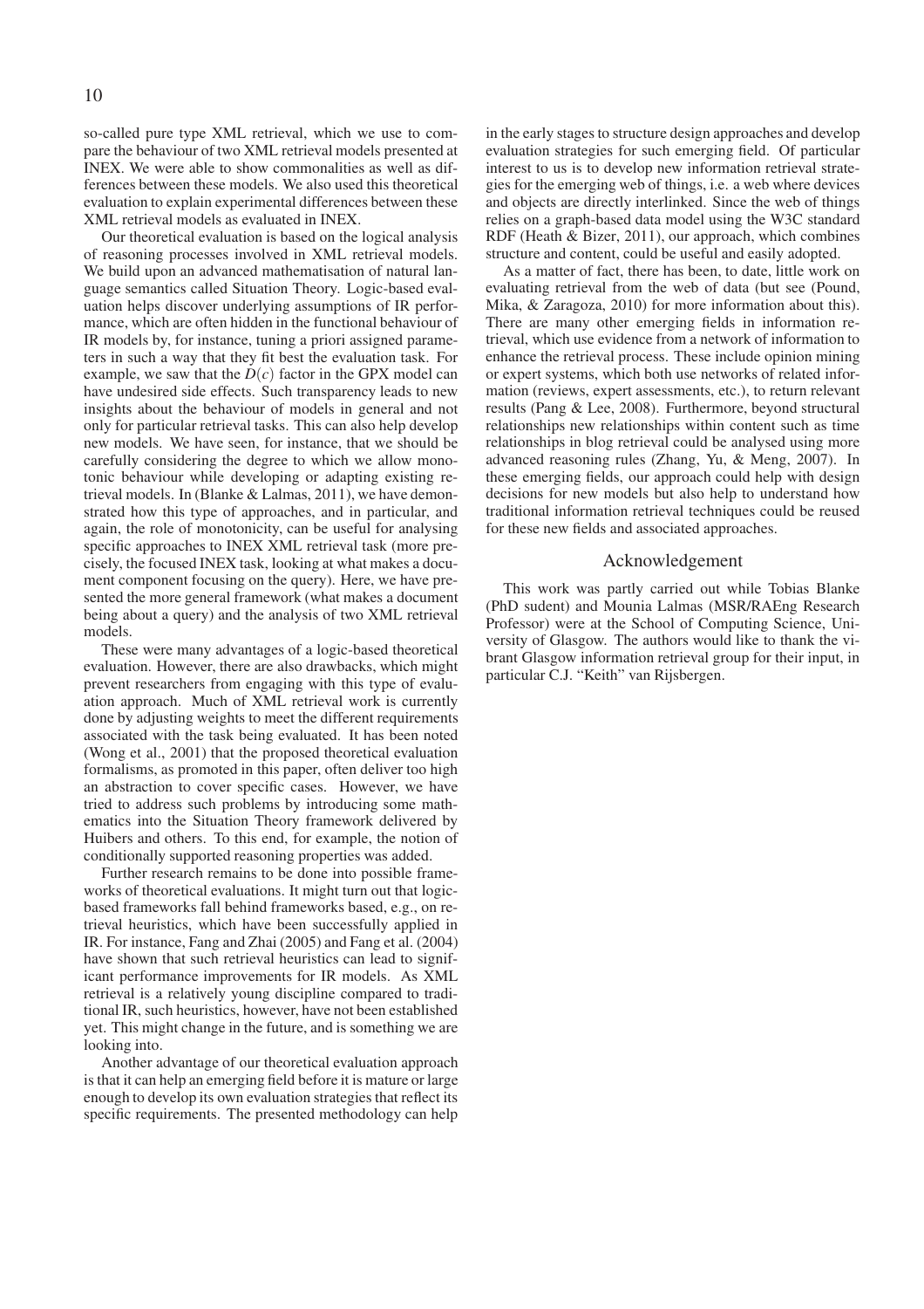so-called pure type XML retrieval, which we use to compare the behaviour of two XML retrieval models presented at INEX. We were able to show commonalities as well as differences between these models. We also used this theoretical evaluation to explain experimental differences between these XML retrieval models as evaluated in INEX.

Our theoretical evaluation is based on the logical analysis of reasoning processes involved in XML retrieval models. We build upon an advanced mathematisation of natural language semantics called Situation Theory. Logic-based evaluation helps discover underlying assumptions of IR performance, which are often hidden in the functional behaviour of IR models by, for instance, tuning a priori assigned parameters in such a way that they fit best the evaluation task. For example, we saw that the $D(c)$ factor in the GPX model can have undesired side effects. Such transparency leads to new insights about the behaviour of models in general and not only for particular retrieval tasks. This can also help develop new models. We have seen, for instance, that we should be carefully considering the degree to which we allow monotonic behaviour while developing or adapting existing retrieval models. In (Blanke & Lalmas, 2011), we have demonstrated how this type of approaches, and in particular, and again, the role of monotonicity, can be useful for analysing specific approaches to INEX XML retrieval task (more precisely, the focused INEX task, looking at what makes a document component focusing on the query). Here, we have presented the more general framework (what makes a document being about a query) and the analysis of two XML retrieval models.

These were many advantages of a logic-based theoretical evaluation. However, there are also drawbacks, which might prevent researchers from engaging with this type of evaluation approach. Much of XML retrieval work is currently done by adjusting weights to meet the different requirements associated with the task being evaluated. It has been noted (Wong et al., 2001) that the proposed theoretical evaluation formalisms, as promoted in this paper, often deliver too high an abstraction to cover specific cases. However, we have tried to address such problems by introducing some mathematics into the Situation Theory framework delivered by Huibers and others. To this end, for example, the notion of conditionally supported reasoning properties was added.

Further research remains to be done into possible frameworks of theoretical evaluations. It might turn out that logic-based frameworks fall behind frameworks based, e.g., on retrieval heuristics, which have been successfully applied in IR. For instance, Fang and Zhai (2005) and Fang et al. (2004) have shown that such retrieval heuristics can lead to significant performance improvements for IR models. As XML retrieval is a relatively young discipline compared to traditional IR, such heuristics, however, have not been established yet. This might change in the future, and is something we are looking into.

Another advantage of our theoretical evaluation approach is that it can help an emerging field before it is mature or large enough to develop its own evaluation strategies that reflect its specific requirements. The presented methodology can help in the early stages to structure design approaches and develop evaluation strategies for such emerging field. Of particular interest to us is to develop new information retrieval strategies for the emerging web of things, i.e. a web where devices and objects are directly interlinked. Since the web of things relies on a graph-based data model using the W3C standard RDF (Heath & Bizer, 2011), our approach, which combines structure and content, could be useful and easily adopted.

As a matter of fact, there has been, to date, little work on evaluating retrieval from the web of data (but see (Pound, Mika, & Zaragoza, 2010) for more information about this). There are many other emerging fields in information retrieval, which use evidence from a network of information to enhance the retrieval process. These include opinion mining or expert systems, which both use networks of related information (reviews, expert assessments, etc.), to return relevant results (Pang & Lee, 2008). Furthermore, beyond structural relationships new relationships within content such as time relationships in blog retrieval could be analysed using more advanced reasoning rules (Zhang, Yu, & Meng, 2007). In these emerging fields, our approach could help with design decisions for new models but also help to understand how traditional information retrieval techniques could be reused for these new fields and associated approaches.

## Acknowledgement

This work was partly carried out while Tobias Blanke (PhD sudent) and Mounia Lalmas (MSR/RAEng Research Professor) were at the School of Computing Science, University of Glasgow. The authors would like to thank the vibrant Glasgow information retrieval group for their input, in particular C.J. "Keith" van Rijsbergen.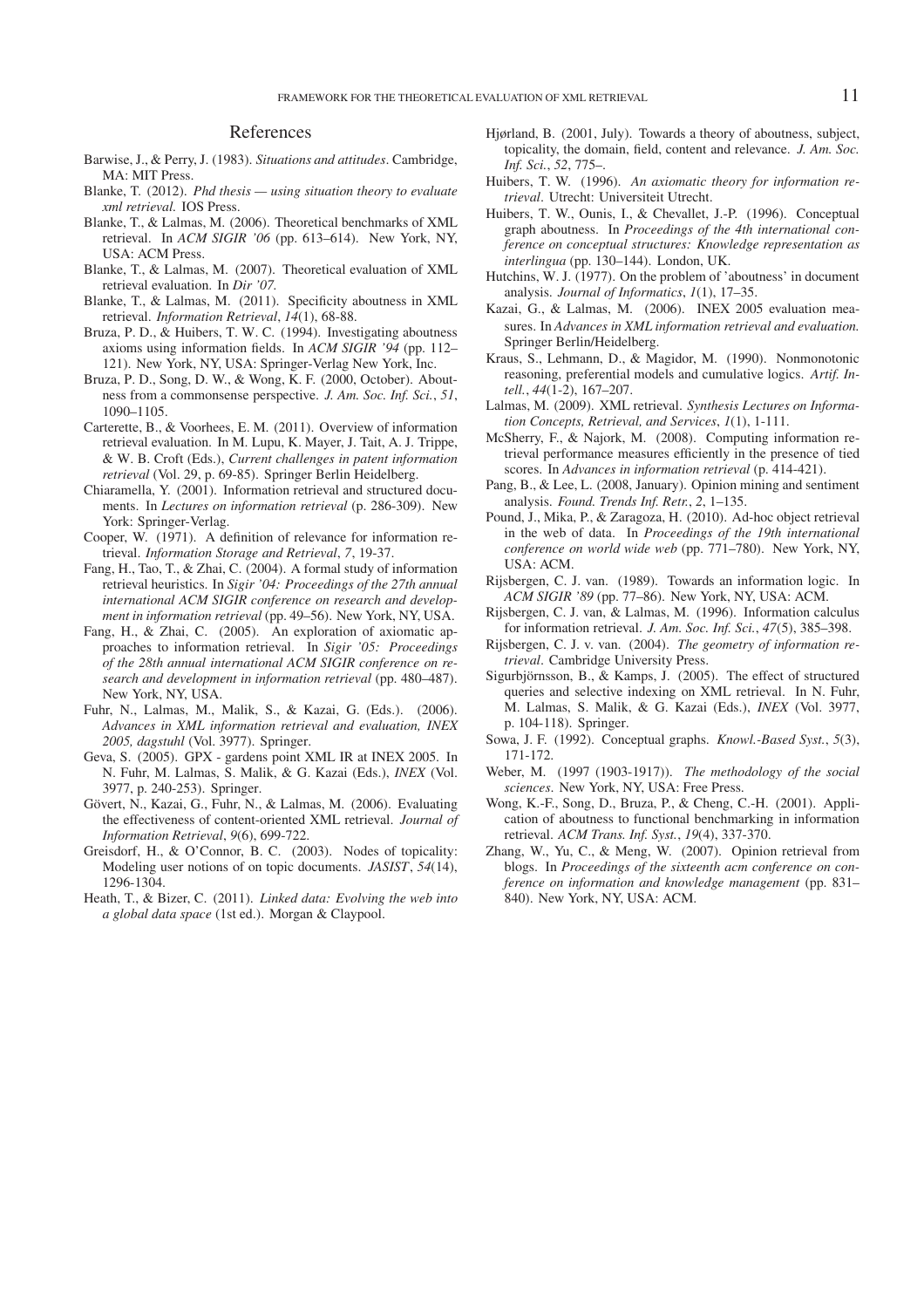## References

Barwise, J., & Perry, J. (1983). *Situations and attitudes*. Cambridge, MA: MIT Press.

Blanke, T. (2012). *Phd thesis — using situation theory to evaluate xml retrieval.* IOS Press.

Blanke, T., & Lalmas, M. (2006). Theoretical benchmarks of XML retrieval. In *ACM SIGIR '06* (pp. 613–614). New York, NY, USA: ACM Press.

Blanke, T., & Lalmas, M. (2007). Theoretical evaluation of XML retrieval evaluation. In *Dir '07.*

Blanke, T., & Lalmas, M. (2011). Specificity aboutness in XML retrieval. *Information Retrieval*, *14*(1), 68-88.

Bruza, P. D., & Huibers, T. W. C. (1994). Investigating aboutness axioms using information fields. In *ACM SIGIR '94* (pp. 112–121). New York, NY, USA: Springer-Verlag New York, Inc.

Bruza, P. D., Song, D. W., & Wong, K. F. (2000, October). Aboutness from a commonsense perspective. *J. Am. Soc. Inf. Sci.*, *51*, 1090–1105.

Carterette, B., & Voorhees, E. M. (2011). Overview of information retrieval evaluation. In M. Lupu, K. Mayer, J. Tait, A. J. Trippe, & W. B. Croft (Eds.), *Current challenges in patent information retrieval* (Vol. 29, p. 69-85). Springer Berlin Heidelberg.

Chiaramella, Y. (2001). Information retrieval and structured documents. In *Lectures on information retrieval* (p. 286-309). New York: Springer-Verlag.

Cooper, W. (1971). A definition of relevance for information retrieval. *Information Storage and Retrieval*, *7*, 19-37.

Fang, H., Tao, T., & Zhai, C. (2004). A formal study of information retrieval heuristics. In *Sigir '04: Proceedings of the 27th annual international ACM SIGIR conference on research and development in information retrieval* (pp. 49–56). New York, NY, USA.

Fang, H., & Zhai, C. (2005). An exploration of axiomatic approaches to information retrieval. In *Sigir '05: Proceedings of the 28th annual international ACM SIGIR conference on research and development in information retrieval* (pp. 480–487). New York, NY, USA.

Fuhr, N., Lalmas, M., Malik, S., & Kazai, G. (Eds.). (2006). *Advances in XML information retrieval and evaluation, INEX 2005, dagstuhl* (Vol. 3977). Springer.

Geva, S. (2005). GPX - gardens point XML IR at INEX 2005. In N. Fuhr, M. Lalmas, S. Malik, & G. Kazai (Eds.), *INEX* (Vol. 3977, p. 240-253). Springer.

Gövert, N., Kazai, G., Fuhr, N., & Lalmas, M. (2006). Evaluating the effectiveness of content-oriented XML retrieval. *Journal of Information Retrieval*, *9*(6), 699-722.

Greisdorf, H., & O'Connor, B. C. (2003). Nodes of topicality: Modeling user notions of on topic documents. *JASIST*, *54*(14), 1296-1304.

Heath, T., & Bizer, C. (2011). *Linked data: Evolving the web into a global data space* (1st ed.). Morgan & Claypool.

Hjørland, B. (2001, July). Towards a theory of aboutness, subject, topicality, the domain, field, content and relevance. *J. Am. Soc. Inf. Sci.*, *52*, 775–.

Huibers, T. W. (1996). *An axiomatic theory for information retrieval*. Utrecht: Universiteit Utrecht.

Huibers, T. W., Ounis, I., & Chevallet, J.-P. (1996). Conceptual graph aboutness. In *Proceedings of the 4th international conference on conceptual structures: Knowledge representation as interlingua* (pp. 130–144). London, UK.

Hutchins, W. J. (1977). On the problem of 'aboutness' in document analysis. *Journal of Informatics*, *1*(1), 17–35.

Kazai, G., & Lalmas, M. (2006). INEX 2005 evaluation measures. In *Advances in XML information retrieval and evaluation.* Springer Berlin/Heidelberg.

Kraus, S., Lehmann, D., & Magidor, M. (1990). Nonmonotonic reasoning, preferential models and cumulative logics. *Artif. Intell.*, *44*(1-2), 167–207.

Lalmas, M. (2009). XML retrieval. *Synthesis Lectures on Information Concepts, Retrieval, and Services*, *1*(1), 1-111.

McSherry, F., & Najork, M. (2008). Computing information retrieval performance measures efficiently in the presence of tied scores. In *Advances in information retrieval* (p. 414-421).

Pang, B., & Lee, L. (2008, January). Opinion mining and sentiment analysis. *Found. Trends Inf. Retr.*, *2*, 1–135.

Pound, J., Mika, P., & Zaragoza, H. (2010). Ad-hoc object retrieval in the web of data. In *Proceedings of the 19th international conference on world wide web* (pp. 771–780). New York, NY, USA: ACM.

Rijsbergen, C. J. van. (1989). Towards an information logic. In *ACM SIGIR '89* (pp. 77–86). New York, NY, USA: ACM.

Rijsbergen, C. J. van, & Lalmas, M. (1996). Information calculus for information retrieval. *J. Am. Soc. Inf. Sci.*, *47*(5), 385–398.

Rijsbergen, C. J. v. van. (2004). *The geometry of information retrieval*. Cambridge University Press.

Sigurbjörnsson, B., & Kamps, J. (2005). The effect of structured queries and selective indexing on XML retrieval. In N. Fuhr, M. Lalmas, S. Malik, & G. Kazai (Eds.), *INEX* (Vol. 3977, p. 104-118). Springer.

Sowa, J. F. (1992). Conceptual graphs. *Knowl.-Based Syst.*, *5*(3), 171-172.

Weber, M. (1997 (1903-1917)). *The methodology of the social sciences*. New York, NY, USA: Free Press.

Wong, K.-F., Song, D., Bruza, P., & Cheng, C.-H. (2001). Application of aboutness to functional benchmarking in information retrieval. *ACM Trans. Inf. Syst.*, *19*(4), 337-370.

Zhang, W., Yu, C., & Meng, W. (2007). Opinion retrieval from blogs. In *Proceedings of the sixteenth acm conference on conference on information and knowledge management* (pp. 831–840). New York, NY, USA: ACM.